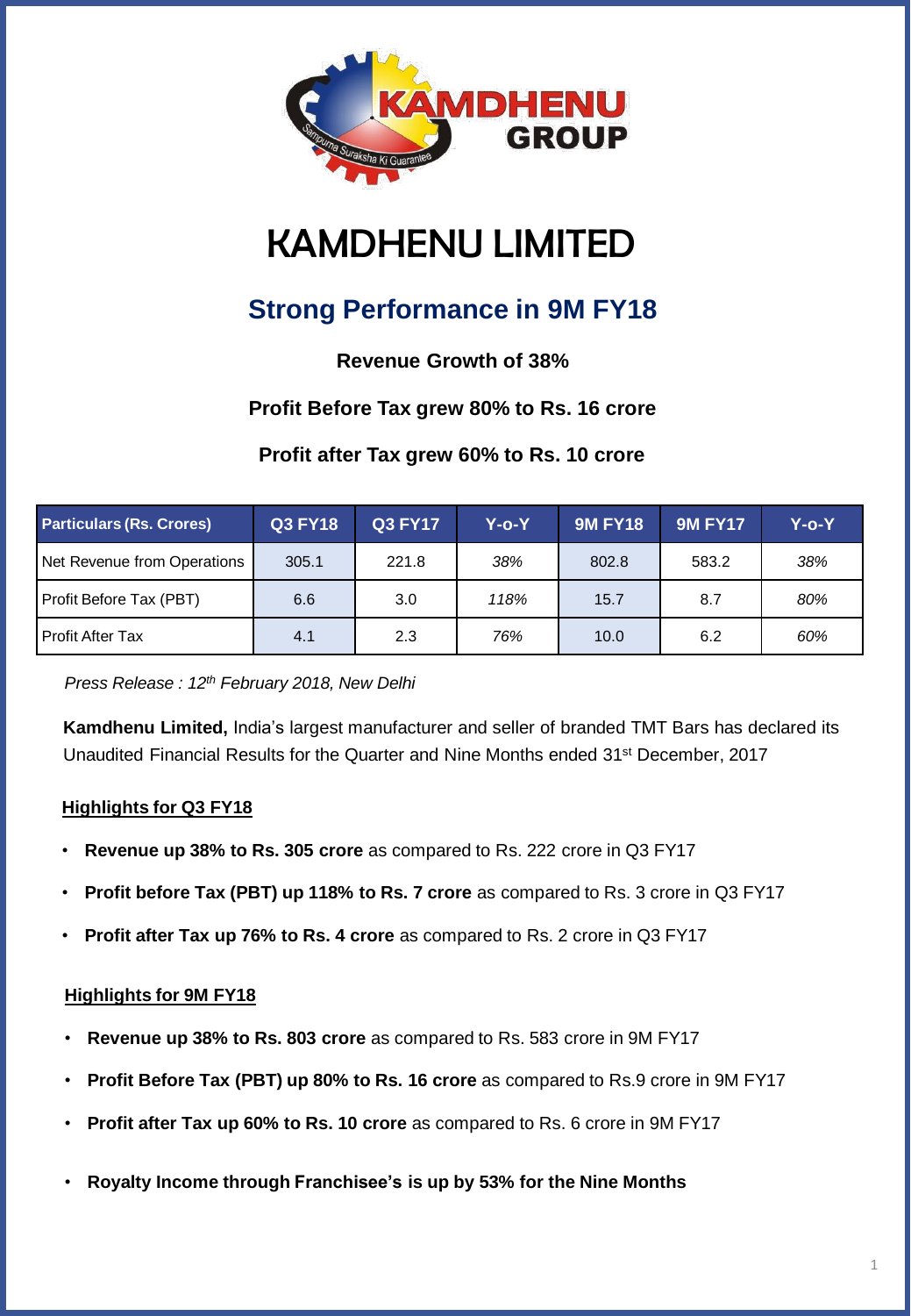# KAMDHENU LIMITED

## Strong Performance in 9M FY18

**Revenue Growth of 38%**

**Profit Before Tax grew 80% to Rs. 16 crore**

**Profit after Tax grew 60% to Rs. 10 crore**

| Particulars (Rs. Crores) | Q3 FY18 | Q3 FY17 | Y-o-Y | 9M FY18 | 9M FY17 | Y-o-Y |
|---|---|---|---|---|---|---|
| Net Revenue from Operations | 305.1 | 221.8 | *38%* | 802.8 | 583.2 | *38%* |
| Profit Before Tax (PBT) | 6.6 | 3.0 | *118%* | 15.7 | 8.7 | *80%* |
| Profit After Tax | 4.1 | 2.3 | *76%* | 10.0 | 6.2 | *60%* |

*Press Release : 12th February 2018, New Delhi*

**Kamdhenu Limited,** India's largest manufacturer and seller of branded TMT Bars has declared its Unaudited Financial Results for the Quarter and Nine Months ended 31st December, 2017

### Highlights for Q3 FY18

- **Revenue up 38% to Rs. 305 crore** as compared to Rs. 222 crore in Q3 FY17
- **Profit before Tax (PBT) up 118% to Rs. 7 crore** as compared to Rs. 3 crore in Q3 FY17
- **Profit after Tax up 76% to Rs. 4 crore** as compared to Rs. 2 crore in Q3 FY17

### Highlights for 9M FY18

- **Revenue up 38% to Rs. 803 crore** as compared to Rs. 583 crore in 9M FY17
- **Profit Before Tax (PBT) up 80% to Rs. 16 crore** as compared to Rs.9 crore in 9M FY17
- **Profit after Tax up 60% to Rs. 10 crore** as compared to Rs. 6 crore in 9M FY17
- **Royalty Income through Franchisee's is up by 53% for the Nine Months**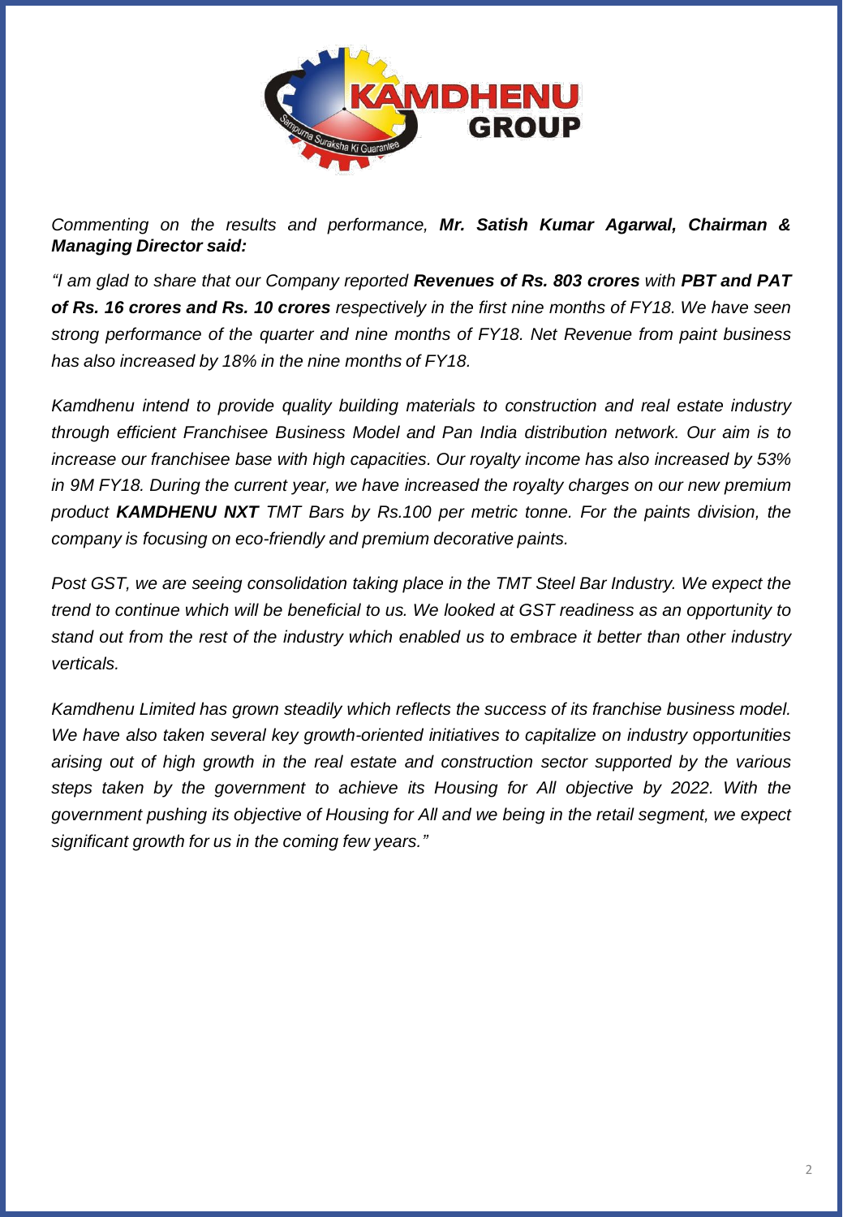*Commenting on the results and performance,* ***Mr. Satish Kumar Agarwal, Chairman & Managing Director said:***

*"I am glad to share that our Company reported* ***Revenues of Rs. 803 crores*** *with* ***PBT and PAT of Rs. 16 crores and Rs. 10 crores*** *respectively in the first nine months of FY18. We have seen strong performance of the quarter and nine months of FY18. Net Revenue from paint business has also increased by 18% in the nine months of FY18.*

*Kamdhenu intend to provide quality building materials to construction and real estate industry through efficient Franchisee Business Model and Pan India distribution network. Our aim is to increase our franchisee base with high capacities. Our royalty income has also increased by 53% in 9M FY18. During the current year, we have increased the royalty charges on our new premium product* ***KAMDHENU NXT*** *TMT Bars by Rs.100 per metric tonne. For the paints division, the company is focusing on eco-friendly and premium decorative paints.*

*Post GST, we are seeing consolidation taking place in the TMT Steel Bar Industry. We expect the trend to continue which will be beneficial to us. We looked at GST readiness as an opportunity to stand out from the rest of the industry which enabled us to embrace it better than other industry verticals.*

*Kamdhenu Limited has grown steadily which reflects the success of its franchise business model. We have also taken several key growth-oriented initiatives to capitalize on industry opportunities arising out of high growth in the real estate and construction sector supported by the various steps taken by the government to achieve its Housing for All objective by 2022. With the government pushing its objective of Housing for All and we being in the retail segment, we expect significant growth for us in the coming few years."*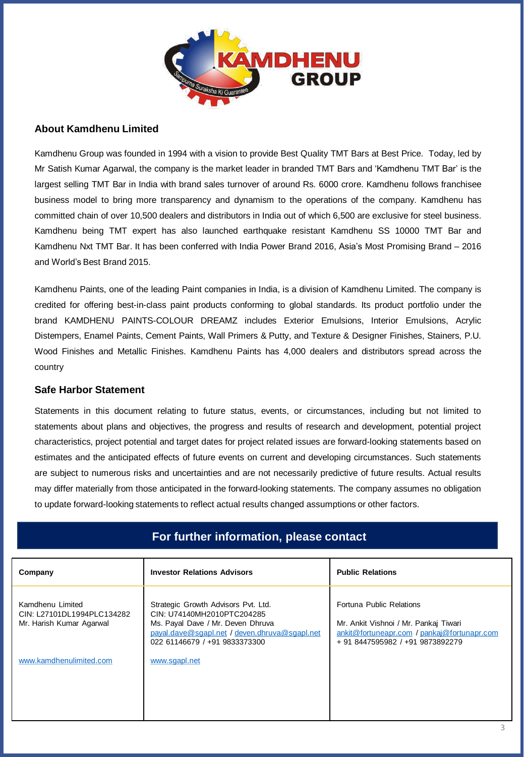## About Kamdhenu Limited

Kamdhenu Group was founded in 1994 with a vision to provide Best Quality TMT Bars at Best Price. Today, led by Mr Satish Kumar Agarwal, the company is the market leader in branded TMT Bars and 'Kamdhenu TMT Bar' is the largest selling TMT Bar in India with brand sales turnover of around Rs. 6000 crore. Kamdhenu follows franchisee business model to bring more transparency and dynamism to the operations of the company. Kamdhenu has committed chain of over 10,500 dealers and distributors in India out of which 6,500 are exclusive for steel business. Kamdhenu being TMT expert has also launched earthquake resistant Kamdhenu SS 10000 TMT Bar and Kamdhenu Nxt TMT Bar. It has been conferred with India Power Brand 2016, Asia's Most Promising Brand – 2016 and World's Best Brand 2015.

Kamdhenu Paints, one of the leading Paint companies in India, is a division of Kamdhenu Limited. The company is credited for offering best-in-class paint products conforming to global standards. Its product portfolio under the brand KAMDHENU PAINTS-COLOUR DREAMZ includes Exterior Emulsions, Interior Emulsions, Acrylic Distempers, Enamel Paints, Cement Paints, Wall Primers & Putty, and Texture & Designer Finishes, Stainers, P.U. Wood Finishes and Metallic Finishes. Kamdhenu Paints has 4,000 dealers and distributors spread across the country

## Safe Harbor Statement

Statements in this document relating to future status, events, or circumstances, including but not limited to statements about plans and objectives, the progress and results of research and development, potential project characteristics, project potential and target dates for project related issues are forward-looking statements based on estimates and the anticipated effects of future events on current and developing circumstances. Such statements are subject to numerous risks and uncertainties and are not necessarily predictive of future results. Actual results may differ materially from those anticipated in the forward-looking statements. The company assumes no obligation to update forward-looking statements to reflect actual results changed assumptions or other factors.

## For further information, please contact

| Company | Investor Relations Advisors | Public Relations |
|---|---|---|
| Kamdhenu Limited<br>CIN: L27101DL1994PLC134282<br>Mr. Harish Kumar Agarwal<br><br>www.kamdhenulimited.com | Strategic Growth Advisors Pvt. Ltd.<br>CIN: U74140MH2010PTC204285<br>Ms. Payal Dave / Mr. Deven Dhruva<br>payal.dave@sgapl.net / deven.dhruva@sgapl.net<br>022 61146679 / +91 9833373300<br><br>www.sgapl.net | Fortuna Public Relations<br><br>Mr. Ankit Vishnoi / Mr. Pankaj Tiwari<br>ankit@fortuneapr.com / pankaj@fortunapr.com<br>+ 91 8447595982 / +91 9873892279 |